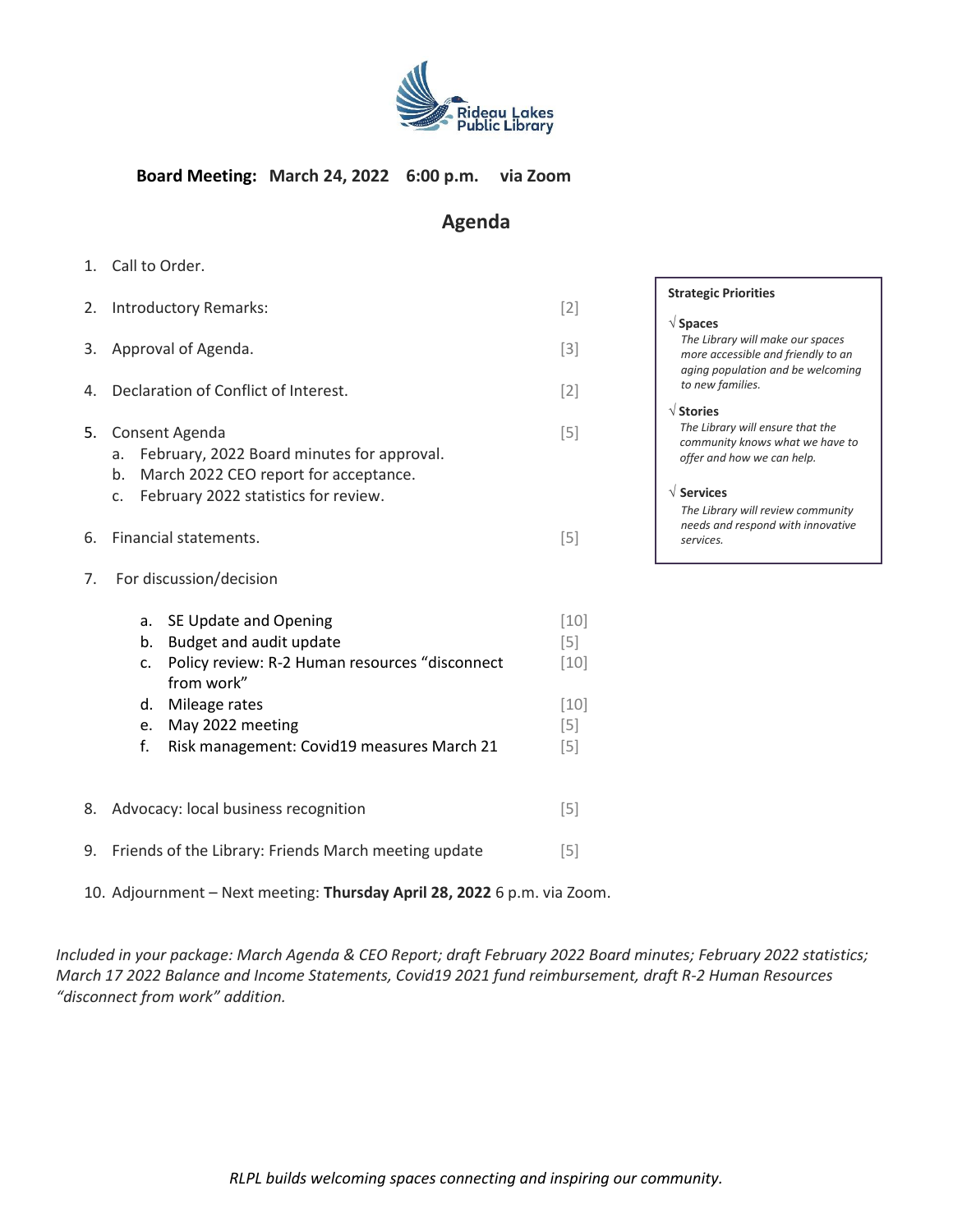Rideau Lakes Public Library

**Board Meeting: March 24, 2022 6:00 p.m. via Zoom**

## Agenda

1. Call to Order.
2. Introductory Remarks: [2]
3. Approval of Agenda. [3]
4. Declaration of Conflict of Interest. [2]
5. Consent Agenda [5]
   a. February, 2022 Board minutes for approval.
   b. March 2022 CEO report for acceptance.
   c. February 2022 statistics for review.
6. Financial statements. [5]
7. For discussion/decision
   a. SE Update and Opening [10]
   b. Budget and audit update [5]
   c. Policy review: R-2 Human resources "disconnect from work" [10]
   d. Mileage rates [10]
   e. May 2022 meeting [5]
   f. Risk management: Covid19 measures March 21 [5]
8. Advocacy: local business recognition [5]
9. Friends of the Library: Friends March meeting update [5]
10. Adjournment – Next meeting: **Thursday April 28, 2022** 6 p.m. via Zoom.

**Strategic Priorities**

√ **Spaces**
*The Library will make our spaces more accessible and friendly to an aging population and be welcoming to new families.*

√ **Stories**
*The Library will ensure that the community knows what we have to offer and how we can help.*

√ **Services**
*The Library will review community needs and respond with innovative services.*

*Included in your package: March Agenda & CEO Report; draft February 2022 Board minutes; February 2022 statistics; March 17 2022 Balance and Income Statements, Covid19 2021 fund reimbursement, draft R-2 Human Resources "disconnect from work" addition.*

*RLPL builds welcoming spaces connecting and inspiring our community.*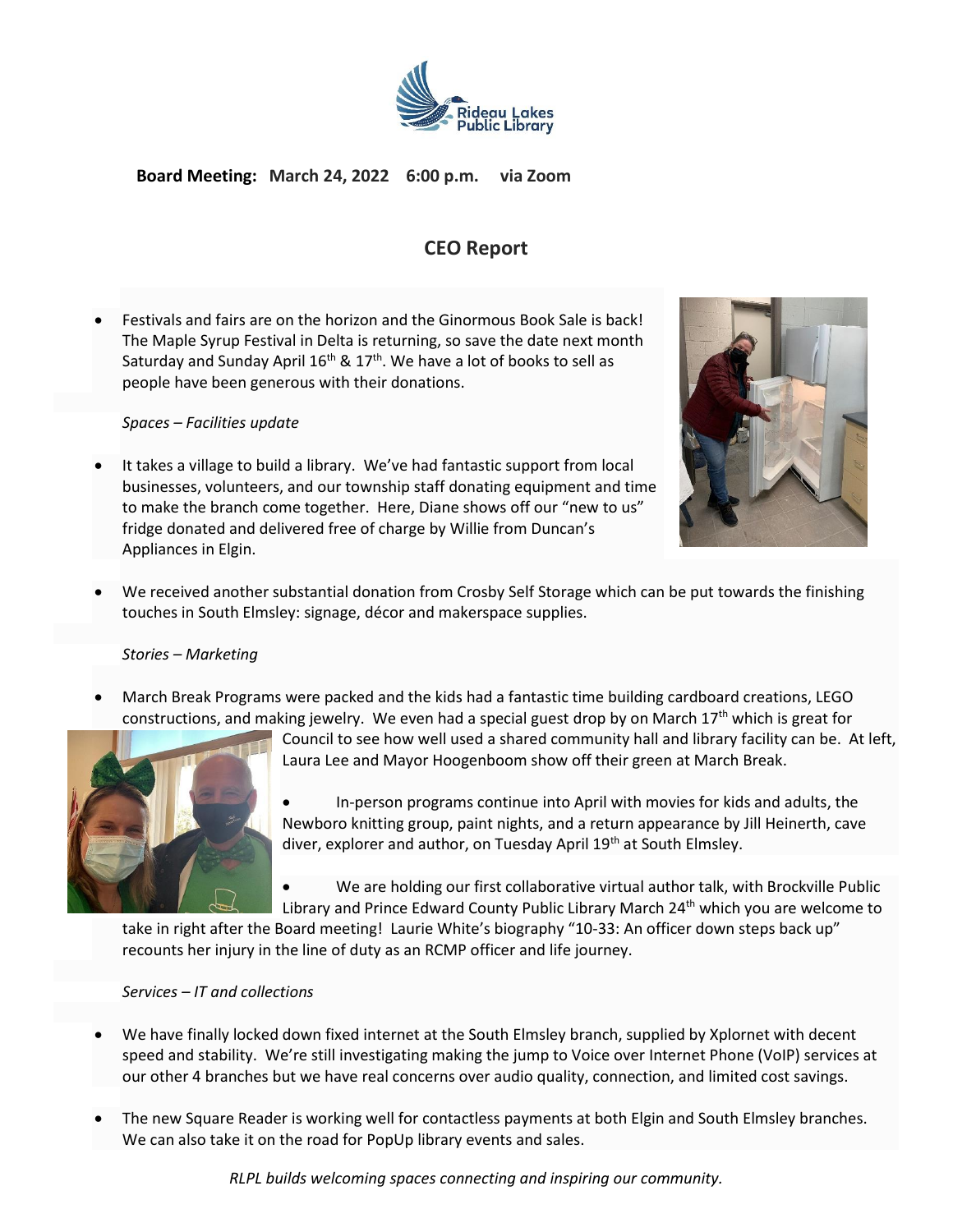Board Meeting: March 24, 2022 6:00 p.m. via Zoom

## CEO Report

- Festivals and fairs are on the horizon and the Ginormous Book Sale is back! The Maple Syrup Festival in Delta is returning, so save the date next month Saturday and Sunday April 16th & 17th. We have a lot of books to sell as people have been generous with their donations.

*Spaces – Facilities update*

- It takes a village to build a library. We've had fantastic support from local businesses, volunteers, and our township staff donating equipment and time to make the branch come together. Here, Diane shows off our "new to us" fridge donated and delivered free of charge by Willie from Duncan's Appliances in Elgin.

- We received another substantial donation from Crosby Self Storage which can be put towards the finishing touches in South Elmsley: signage, décor and makerspace supplies.

*Stories – Marketing*

- March Break Programs were packed and the kids had a fantastic time building cardboard creations, LEGO constructions, and making jewelry. We even had a special guest drop by on March 17th which is great for Council to see how well used a shared community hall and library facility can be. At left, Laura Lee and Mayor Hoogenboom show off their green at March Break.

- In-person programs continue into April with movies for kids and adults, the Newboro knitting group, paint nights, and a return appearance by Jill Heinerth, cave diver, explorer and author, on Tuesday April 19th at South Elmsley.

- We are holding our first collaborative virtual author talk, with Brockville Public Library and Prince Edward County Public Library March 24th which you are welcome to take in right after the Board meeting! Laurie White's biography "10-33: An officer down steps back up" recounts her injury in the line of duty as an RCMP officer and life journey.

*Services – IT and collections*

- We have finally locked down fixed internet at the South Elmsley branch, supplied by Xplornet with decent speed and stability. We're still investigating making the jump to Voice over Internet Phone (VoIP) services at our other 4 branches but we have real concerns over audio quality, connection, and limited cost savings.

- The new Square Reader is working well for contactless payments at both Elgin and South Elmsley branches. We can also take it on the road for PopUp library events and sales.

*RLPL builds welcoming spaces connecting and inspiring our community.*